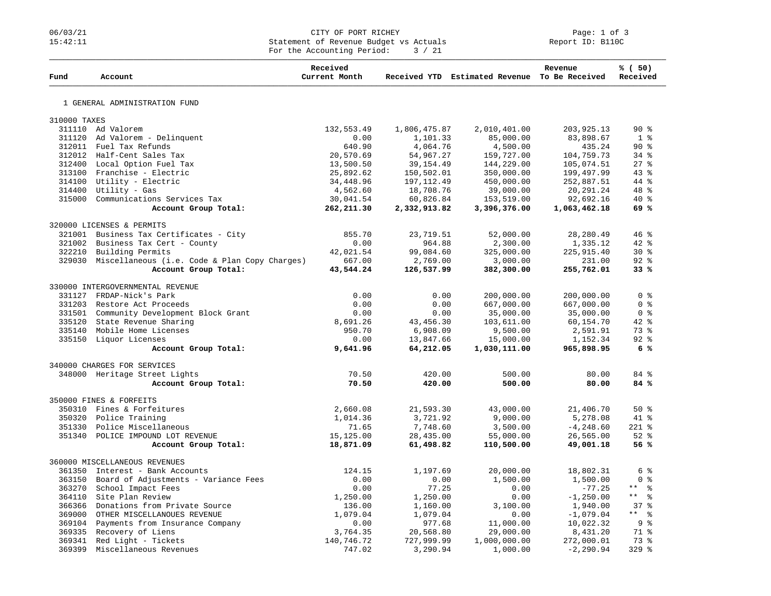# CITY OF PORT RICHEY

Statement of Revenue Budget vs Actuals
For the Accounting Period: 3 / 21

06/03/21
15:42:11

Report ID: B110C

| Fund | Account | Received Current Month | Received YTD | Estimated Revenue | Revenue To Be Received | % ( 50) Received |
|---|---|---|---|---|---|---|
| 1 GENERAL ADMINISTRATION FUND | | | | | | |
| 310000 TAXES | | | | | | |
| 311110 | Ad Valorem | 132,553.49 | 1,806,475.87 | 2,010,401.00 | 203,925.13 | 90 % |
| 311120 | Ad Valorem - Delinquent | 0.00 | 1,101.33 | 85,000.00 | 83,898.67 | 1 % |
| 312011 | Fuel Tax Refunds | 640.90 | 4,064.76 | 4,500.00 | 435.24 | 90 % |
| 312012 | Half-Cent Sales Tax | 20,570.69 | 54,967.27 | 159,727.00 | 104,759.73 | 34 % |
| 312400 | Local Option Fuel Tax | 13,500.50 | 39,154.49 | 144,229.00 | 105,074.51 | 27 % |
| 313100 | Franchise - Electric | 25,892.62 | 150,502.01 | 350,000.00 | 199,497.99 | 43 % |
| 314100 | Utility - Electric | 34,448.96 | 197,112.49 | 450,000.00 | 252,887.51 | 44 % |
| 314400 | Utility - Gas | 4,562.60 | 18,708.76 | 39,000.00 | 20,291.24 | 48 % |
| 315000 | Communications Services Tax | 30,041.54 | 60,826.84 | 153,519.00 | 92,692.16 | 40 % |
| | **Account Group Total:** | **262,211.30** | **2,332,913.82** | **3,396,376.00** | **1,063,462.18** | **69 %** |
| 320000 LICENSES & PERMITS | | | | | | |
| 321001 | Business Tax Certificates - City | 855.70 | 23,719.51 | 52,000.00 | 28,280.49 | 46 % |
| 321002 | Business Tax Cert - County | 0.00 | 964.88 | 2,300.00 | 1,335.12 | 42 % |
| 322210 | Building Permits | 42,021.54 | 99,084.60 | 325,000.00 | 225,915.40 | 30 % |
| 329030 | Miscellaneous (i.e. Code & Plan Copy Charges) | 667.00 | 2,769.00 | 3,000.00 | 231.00 | 92 % |
| | **Account Group Total:** | **43,544.24** | **126,537.99** | **382,300.00** | **255,762.01** | **33 %** |
| 330000 INTERGOVERNMENTAL REVENUE | | | | | | |
| 331127 | FRDAP-Nick's Park | 0.00 | 0.00 | 200,000.00 | 200,000.00 | 0 % |
| 331203 | Restore Act Proceeds | 0.00 | 0.00 | 667,000.00 | 667,000.00 | 0 % |
| 331501 | Community Development Block Grant | 0.00 | 0.00 | 35,000.00 | 35,000.00 | 0 % |
| 335120 | State Revenue Sharing | 8,691.26 | 43,456.30 | 103,611.00 | 60,154.70 | 42 % |
| 335140 | Mobile Home Licenses | 950.70 | 6,908.09 | 9,500.00 | 2,591.91 | 73 % |
| 335150 | Liquor Licenses | 0.00 | 13,847.66 | 15,000.00 | 1,152.34 | 92 % |
| | **Account Group Total:** | **9,641.96** | **64,212.05** | **1,030,111.00** | **965,898.95** | **6 %** |
| 340000 CHARGES FOR SERVICES | | | | | | |
| 348000 | Heritage Street Lights | 70.50 | 420.00 | 500.00 | 80.00 | 84 % |
| | **Account Group Total:** | **70.50** | **420.00** | **500.00** | **80.00** | **84 %** |
| 350000 FINES & FORFEITS | | | | | | |
| 350310 | Fines & Forfeitures | 2,660.08 | 21,593.30 | 43,000.00 | 21,406.70 | 50 % |
| 350320 | Police Training | 1,014.36 | 3,721.92 | 9,000.00 | 5,278.08 | 41 % |
| 351330 | Police Miscellaneous | 71.65 | 7,748.60 | 3,500.00 | -4,248.60 | 221 % |
| 351340 | POLICE IMPOUND LOT REVENUE | 15,125.00 | 28,435.00 | 55,000.00 | 26,565.00 | 52 % |
| | **Account Group Total:** | **18,871.09** | **61,498.82** | **110,500.00** | **49,001.18** | **56 %** |
| 360000 MISCELLANEOUS REVENUES | | | | | | |
| 361350 | Interest - Bank Accounts | 124.15 | 1,197.69 | 20,000.00 | 18,802.31 | 6 % |
| 363150 | Board of Adjustments - Variance Fees | 0.00 | 0.00 | 1,500.00 | 1,500.00 | 0 % |
| 363270 | School Impact Fees | 0.00 | 77.25 | 0.00 | -77.25 | ** % |
| 364110 | Site Plan Review | 1,250.00 | 1,250.00 | 0.00 | -1,250.00 | ** % |
| 366366 | Donations from Private Source | 136.00 | 1,160.00 | 3,100.00 | 1,940.00 | 37 % |
| 369000 | OTHER MISCELLANOUES REVENUE | 1,079.04 | 1,079.04 | 0.00 | -1,079.04 | ** % |
| 369104 | Payments from Insurance Company | 0.00 | 977.68 | 11,000.00 | 10,022.32 | 9 % |
| 369335 | Recovery of Liens | 3,764.35 | 20,568.80 | 29,000.00 | 8,431.20 | 71 % |
| 369341 | Red Light - Tickets | 140,746.72 | 727,999.99 | 1,000,000.00 | 272,000.01 | 73 % |
| 369399 | Miscellaneous Revenues | 747.02 | 3,290.94 | 1,000.00 | -2,290.94 | 329 % |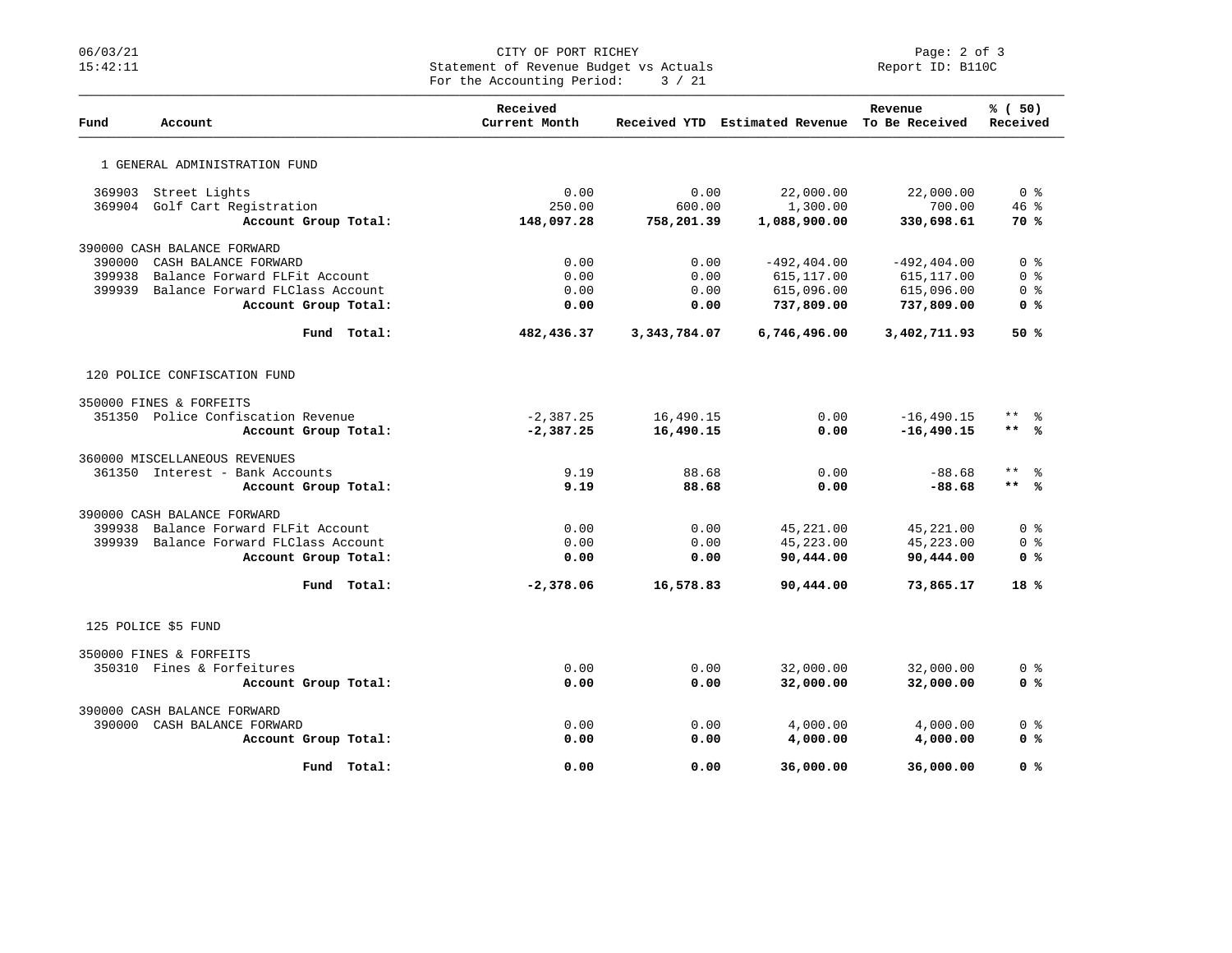CITY OF PORT RICHEY
Statement of Revenue Budget vs Actuals
For the Accounting Period: 3 / 21

| Fund | Account | Received Current Month | Received YTD | Estimated Revenue | Revenue To Be Received | % ( 50) Received |
|---|---|---|---|---|---|---|
| **1 GENERAL ADMINISTRATION FUND** | | | | | | |
| 369903 | Street Lights | 0.00 | 0.00 | 22,000.00 | 22,000.00 | 0 % |
| 369904 | Golf Cart Registration | 250.00 | 600.00 | 1,300.00 | 700.00 | 46 % |
| | **Account Group Total:** | **148,097.28** | **758,201.39** | **1,088,900.00** | **330,698.61** | **70 %** |
| **390000 CASH BALANCE FORWARD** | | | | | | |
| 390000 | CASH BALANCE FORWARD | 0.00 | 0.00 | -492,404.00 | -492,404.00 | 0 % |
| 399938 | Balance Forward FLFit Account | 0.00 | 0.00 | 615,117.00 | 615,117.00 | 0 % |
| 399939 | Balance Forward FLClass Account | 0.00 | 0.00 | 615,096.00 | 615,096.00 | 0 % |
| | **Account Group Total:** | **0.00** | **0.00** | **737,809.00** | **737,809.00** | **0 %** |
| | **Fund Total:** | **482,436.37** | **3,343,784.07** | **6,746,496.00** | **3,402,711.93** | **50 %** |
| **120 POLICE CONFISCATION FUND** | | | | | | |
| **350000 FINES & FORFEITS** | | | | | | |
| 351350 | Police Confiscation Revenue | -2,387.25 | 16,490.15 | 0.00 | -16,490.15 | ** % |
| | **Account Group Total:** | **-2,387.25** | **16,490.15** | **0.00** | **-16,490.15** | **\*\* %** |
| **360000 MISCELLANEOUS REVENUES** | | | | | | |
| 361350 | Interest - Bank Accounts | 9.19 | 88.68 | 0.00 | -88.68 | ** % |
| | **Account Group Total:** | **9.19** | **88.68** | **0.00** | **-88.68** | **\*\* %** |
| **390000 CASH BALANCE FORWARD** | | | | | | |
| 399938 | Balance Forward FLFit Account | 0.00 | 0.00 | 45,221.00 | 45,221.00 | 0 % |
| 399939 | Balance Forward FLClass Account | 0.00 | 0.00 | 45,223.00 | 45,223.00 | 0 % |
| | **Account Group Total:** | **0.00** | **0.00** | **90,444.00** | **90,444.00** | **0 %** |
| | **Fund Total:** | **-2,378.06** | **16,578.83** | **90,444.00** | **73,865.17** | **18 %** |
| **125 POLICE $5 FUND** | | | | | | |
| **350000 FINES & FORFEITS** | | | | | | |
| 350310 | Fines & Forfeitures | 0.00 | 0.00 | 32,000.00 | 32,000.00 | 0 % |
| | **Account Group Total:** | **0.00** | **0.00** | **32,000.00** | **32,000.00** | **0 %** |
| **390000 CASH BALANCE FORWARD** | | | | | | |
| 390000 | CASH BALANCE FORWARD | 0.00 | 0.00 | 4,000.00 | 4,000.00 | 0 % |
| | **Account Group Total:** | **0.00** | **0.00** | **4,000.00** | **4,000.00** | **0 %** |
| | **Fund Total:** | **0.00** | **0.00** | **36,000.00** | **36,000.00** | **0 %** |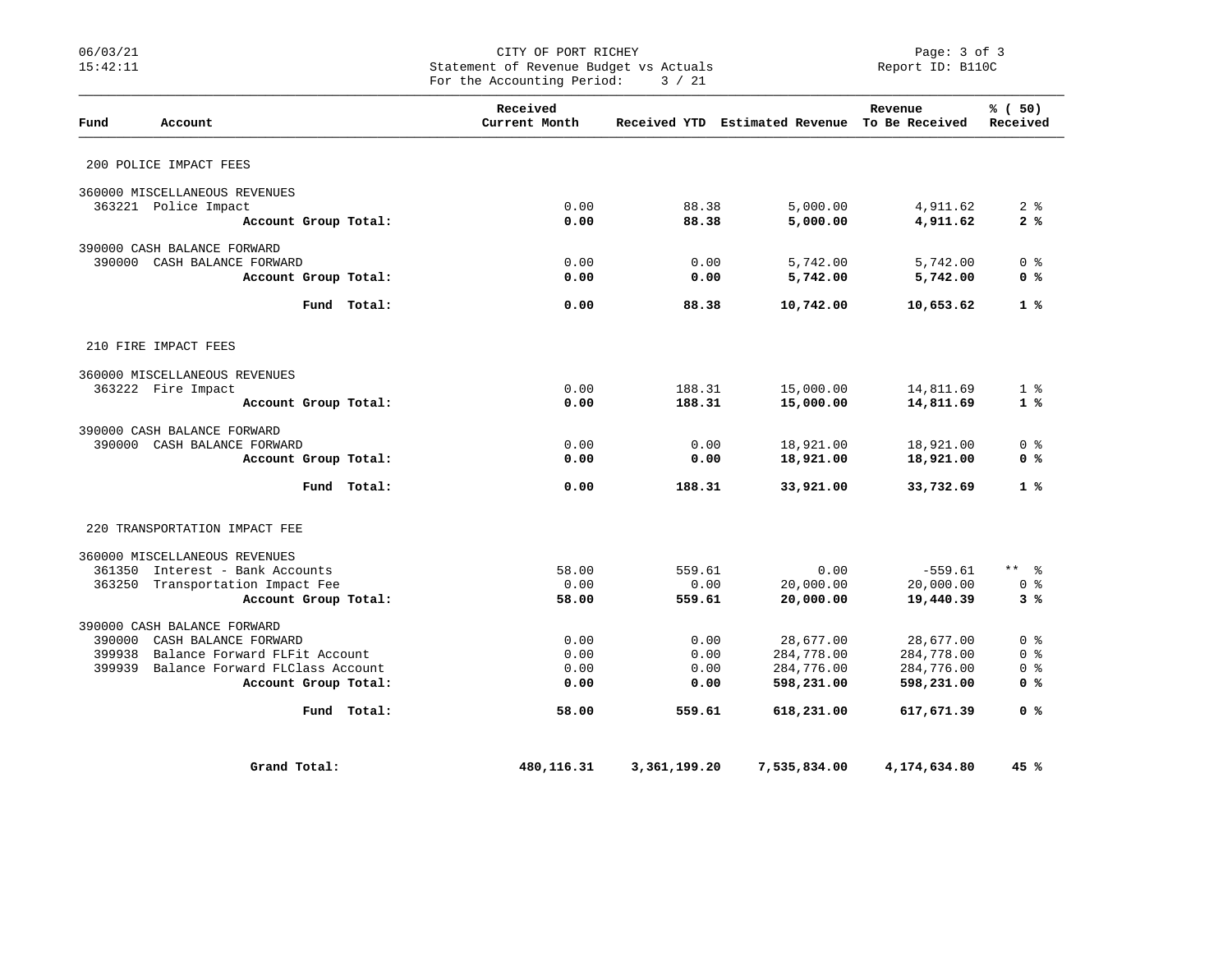CITY OF PORT RICHEY
Statement of Revenue Budget vs Actuals
For the Accounting Period: 3 / 21

06/03/21 15:42:11

Report ID: B110C

| Fund | Account | Received Current Month | Received YTD | Estimated Revenue | Revenue To Be Received | % ( 50) Received |
|---|---|---|---|---|---|---|
| 200 POLICE IMPACT FEES | | | | | | |
| 360000 MISCELLANEOUS REVENUES | | | | | | |
| 363221 | Police Impact | 0.00 | 88.38 | 5,000.00 | 4,911.62 | 2 % |
| | **Account Group Total:** | **0.00** | **88.38** | **5,000.00** | **4,911.62** | **2 %** |
| 390000 CASH BALANCE FORWARD | | | | | | |
| 390000 | CASH BALANCE FORWARD | 0.00 | 0.00 | 5,742.00 | 5,742.00 | 0 % |
| | **Account Group Total:** | **0.00** | **0.00** | **5,742.00** | **5,742.00** | **0 %** |
| | **Fund Total:** | **0.00** | **88.38** | **10,742.00** | **10,653.62** | **1 %** |
| 210 FIRE IMPACT FEES | | | | | | |
| 360000 MISCELLANEOUS REVENUES | | | | | | |
| 363222 | Fire Impact | 0.00 | 188.31 | 15,000.00 | 14,811.69 | 1 % |
| | **Account Group Total:** | **0.00** | **188.31** | **15,000.00** | **14,811.69** | **1 %** |
| 390000 CASH BALANCE FORWARD | | | | | | |
| 390000 | CASH BALANCE FORWARD | 0.00 | 0.00 | 18,921.00 | 18,921.00 | 0 % |
| | **Account Group Total:** | **0.00** | **0.00** | **18,921.00** | **18,921.00** | **0 %** |
| | **Fund Total:** | **0.00** | **188.31** | **33,921.00** | **33,732.69** | **1 %** |
| 220 TRANSPORTATION IMPACT FEE | | | | | | |
| 360000 MISCELLANEOUS REVENUES | | | | | | |
| 361350 | Interest - Bank Accounts | 58.00 | 559.61 | 0.00 | -559.61 | ** % |
| 363250 | Transportation Impact Fee | 0.00 | 0.00 | 20,000.00 | 20,000.00 | 0 % |
| | **Account Group Total:** | **58.00** | **559.61** | **20,000.00** | **19,440.39** | **3 %** |
| 390000 CASH BALANCE FORWARD | | | | | | |
| 390000 | CASH BALANCE FORWARD | 0.00 | 0.00 | 28,677.00 | 28,677.00 | 0 % |
| 399938 | Balance Forward FLFit Account | 0.00 | 0.00 | 284,778.00 | 284,778.00 | 0 % |
| 399939 | Balance Forward FLClass Account | 0.00 | 0.00 | 284,776.00 | 284,776.00 | 0 % |
| | **Account Group Total:** | **0.00** | **0.00** | **598,231.00** | **598,231.00** | **0 %** |
| | **Fund Total:** | **58.00** | **559.61** | **618,231.00** | **617,671.39** | **0 %** |
| | **Grand Total:** | **480,116.31** | **3,361,199.20** | **7,535,834.00** | **4,174,634.80** | **45 %** |